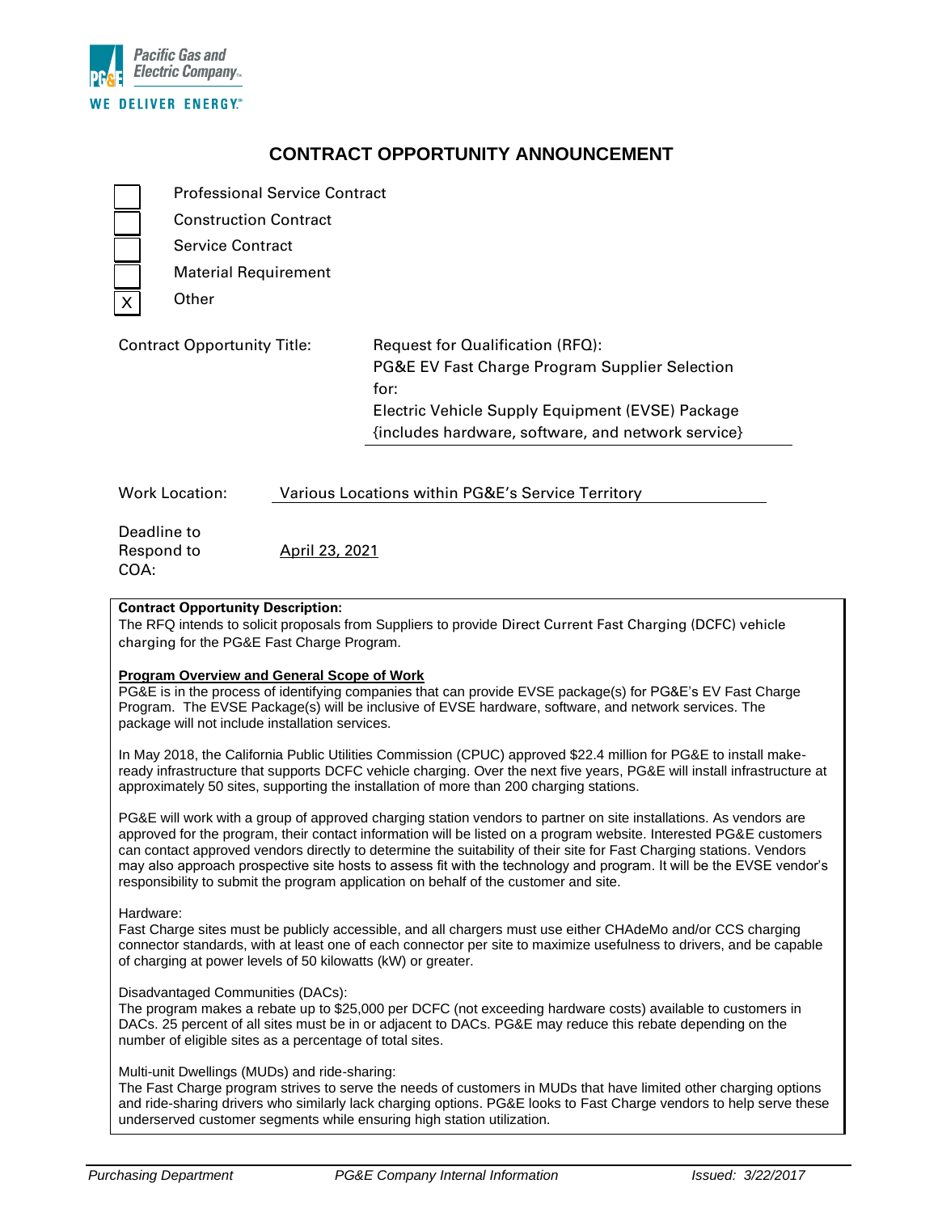Pacific Gas and Electric Company

WE DELIVER ENERGY

# CONTRACT OPPORTUNITY ANNOUNCEMENT

- [ ] Professional Service Contract
- [ ] Construction Contract
- [ ] Service Contract
- [ ] Material Requirement
- [x] Other

**Contract Opportunity Title:** Request for Qualification (RFQ): PG&E EV Fast Charge Program Supplier Selection for: Electric Vehicle Supply Equipment (EVSE) Package {includes hardware, software, and network service}

**Work Location:** Various Locations within PG&E's Service Territory

**Deadline to Respond to COA:** April 23, 2021

**Contract Opportunity Description:**

The RFQ intends to solicit proposals from Suppliers to provide Direct Current Fast Charging (DCFC) vehicle charging for the PG&E Fast Charge Program.

**Program Overview and General Scope of Work**

PG&E is in the process of identifying companies that can provide EVSE package(s) for PG&E's EV Fast Charge Program. The EVSE Package(s) will be inclusive of EVSE hardware, software, and network services. The package will not include installation services.

In May 2018, the California Public Utilities Commission (CPUC) approved $22.4 million for PG&E to install make-ready infrastructure that supports DCFC vehicle charging. Over the next five years, PG&E will install infrastructure at approximately 50 sites, supporting the installation of more than 200 charging stations.

PG&E will work with a group of approved charging station vendors to partner on site installations. As vendors are approved for the program, their contact information will be listed on a program website. Interested PG&E customers can contact approved vendors directly to determine the suitability of their site for Fast Charging stations. Vendors may also approach prospective site hosts to assess fit with the technology and program. It will be the EVSE vendor's responsibility to submit the program application on behalf of the customer and site.

Hardware:

Fast Charge sites must be publicly accessible, and all chargers must use either CHAdeMo and/or CCS charging connector standards, with at least one of each connector per site to maximize usefulness to drivers, and be capable of charging at power levels of 50 kilowatts (kW) or greater.

Disadvantaged Communities (DACs):

The program makes a rebate up to $25,000 per DCFC (not exceeding hardware costs) available to customers in DACs. 25 percent of all sites must be in or adjacent to DACs. PG&E may reduce this rebate depending on the number of eligible sites as a percentage of total sites.

Multi-unit Dwellings (MUDs) and ride-sharing:

The Fast Charge program strives to serve the needs of customers in MUDs that have limited other charging options and ride-sharing drivers who similarly lack charging options. PG&E looks to Fast Charge vendors to help serve these underserved customer segments while ensuring high station utilization.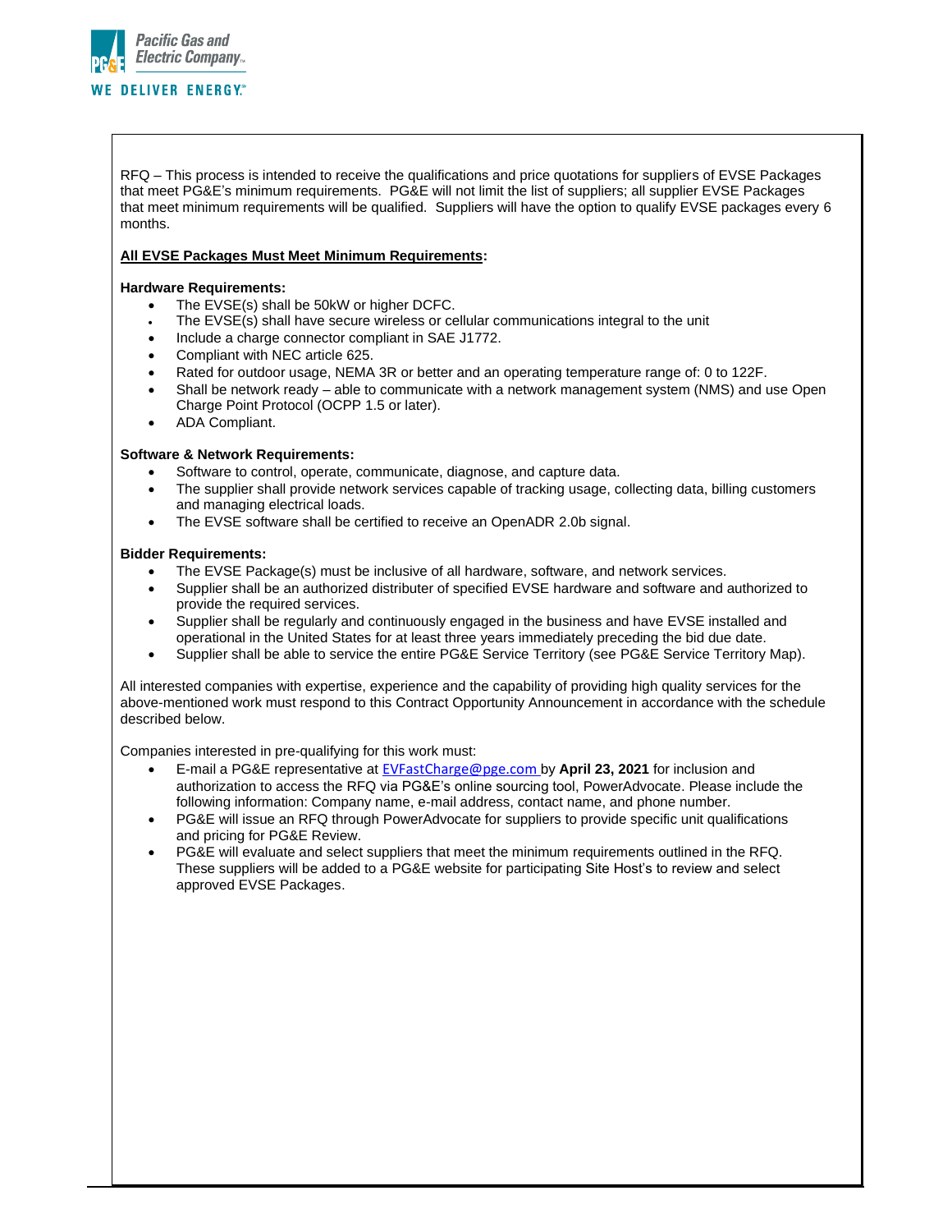RFQ – This process is intended to receive the qualifications and price quotations for suppliers of EVSE Packages that meet PG&E's minimum requirements. PG&E will not limit the list of suppliers; all supplier EVSE Packages that meet minimum requirements will be qualified. Suppliers will have the option to qualify EVSE packages every 6 months.

**<u>All EVSE Packages Must Meet Minimum Requirements</u>:**

**Hardware Requirements:**

- The EVSE(s) shall be 50kW or higher DCFC.
- The EVSE(s) shall have secure wireless or cellular communications integral to the unit
- Include a charge connector compliant in SAE J1772.
- Compliant with NEC article 625.
- Rated for outdoor usage, NEMA 3R or better and an operating temperature range of: 0 to 122F.
- Shall be network ready – able to communicate with a network management system (NMS) and use Open Charge Point Protocol (OCPP 1.5 or later).
- ADA Compliant.

**Software & Network Requirements:**

- Software to control, operate, communicate, diagnose, and capture data.
- The supplier shall provide network services capable of tracking usage, collecting data, billing customers and managing electrical loads.
- The EVSE software shall be certified to receive an OpenADR 2.0b signal.

**Bidder Requirements:**

- The EVSE Package(s) must be inclusive of all hardware, software, and network services.
- Supplier shall be an authorized distributer of specified EVSE hardware and software and authorized to provide the required services.
- Supplier shall be regularly and continuously engaged in the business and have EVSE installed and operational in the United States for at least three years immediately preceding the bid due date.
- Supplier shall be able to service the entire PG&E Service Territory (see PG&E Service Territory Map).

All interested companies with expertise, experience and the capability of providing high quality services for the above-mentioned work must respond to this Contract Opportunity Announcement in accordance with the schedule described below.

Companies interested in pre-qualifying for this work must:

- E-mail a PG&E representative at EVFastCharge@pge.com by **April 23, 2021** for inclusion and authorization to access the RFQ via PG&E's online sourcing tool, PowerAdvocate. Please include the following information: Company name, e-mail address, contact name, and phone number.
- PG&E will issue an RFQ through PowerAdvocate for suppliers to provide specific unit qualifications and pricing for PG&E Review.
- PG&E will evaluate and select suppliers that meet the minimum requirements outlined in the RFQ. These suppliers will be added to a PG&E website for participating Site Host's to review and select approved EVSE Packages.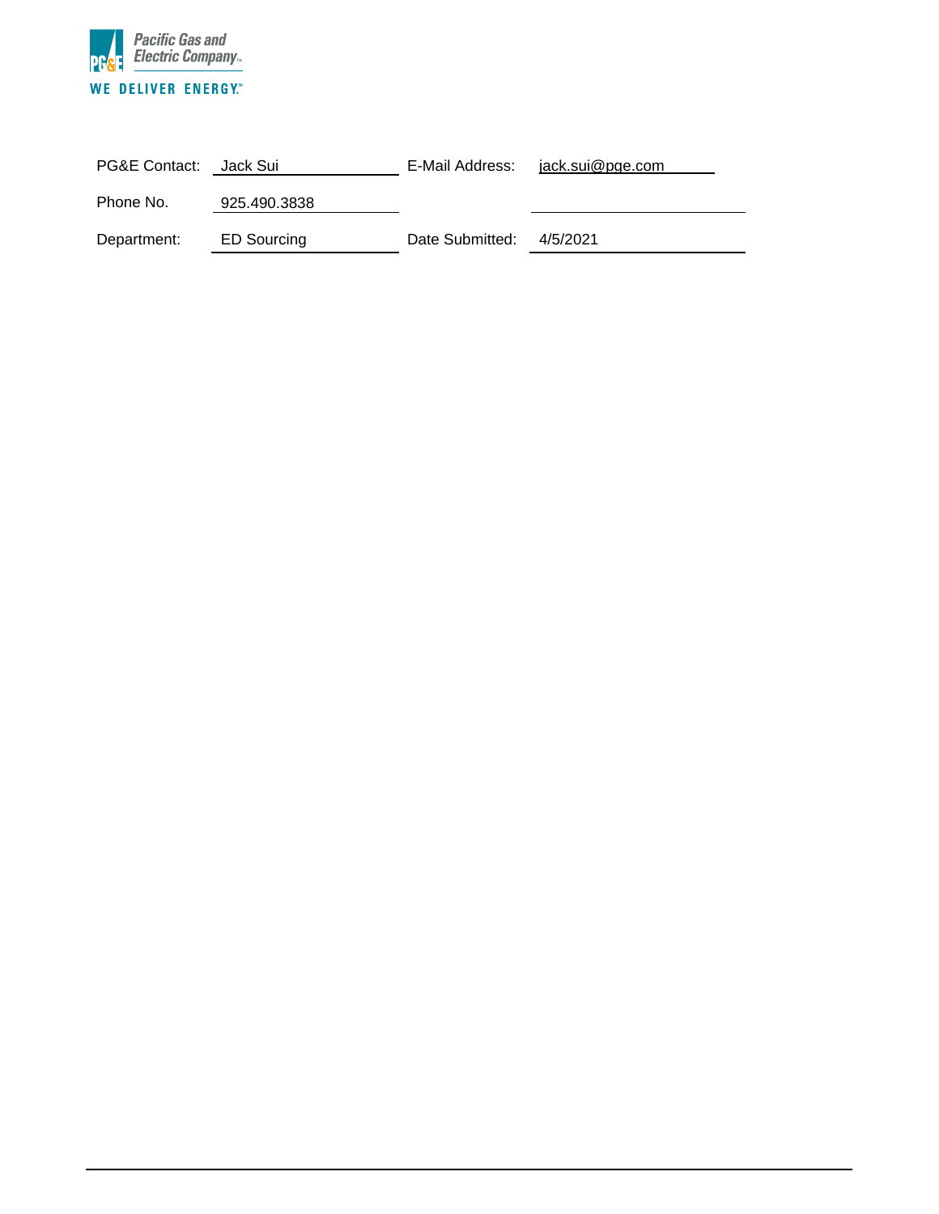Pacific Gas and Electric Company

WE DELIVER ENERGY.

| | | | |
|---|---|---|---|
| PG&E Contact: | Jack Sui | E-Mail Address: | jack.sui@pge.com |
| Phone No. | 925.490.3838 | | |
| Department: | ED Sourcing | Date Submitted: | 4/5/2021 |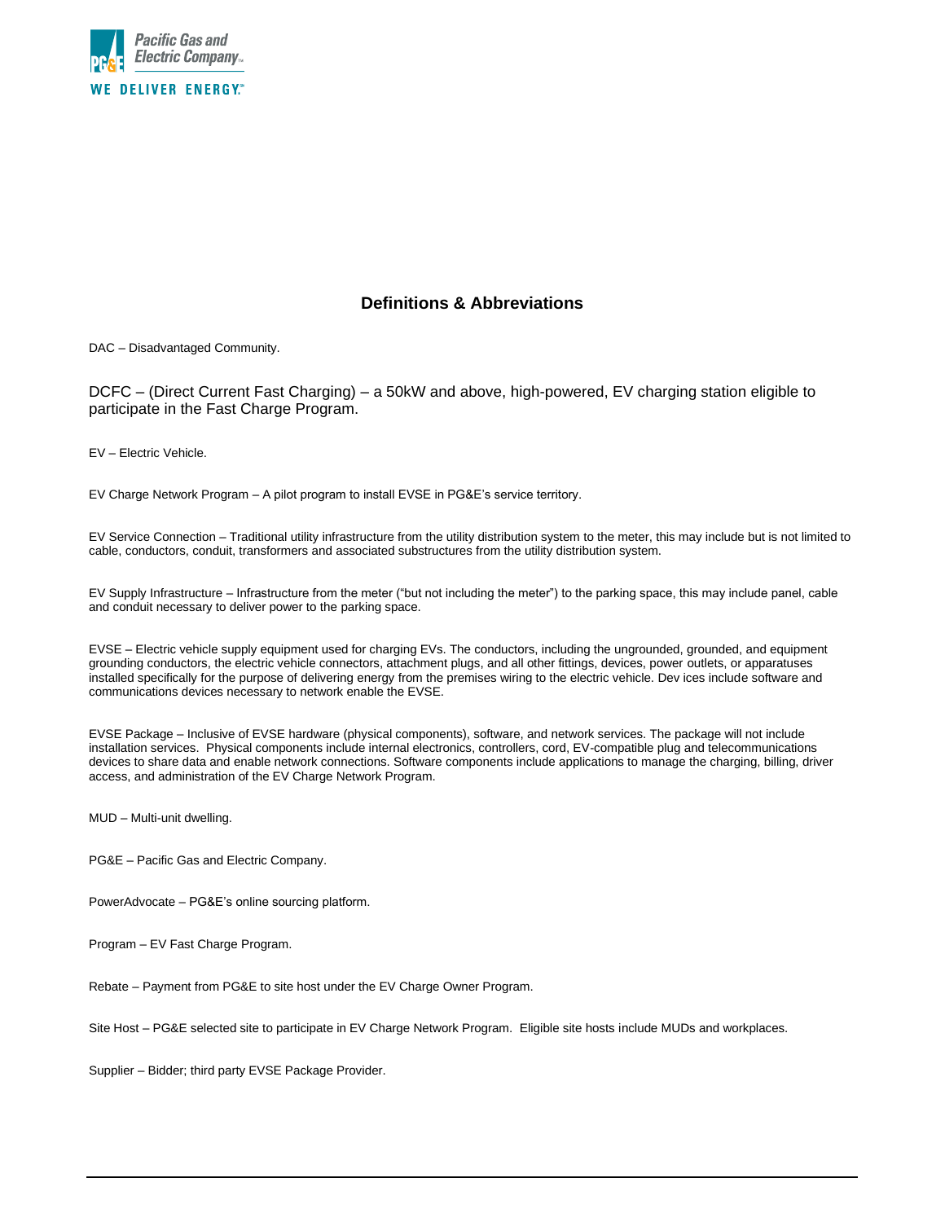## Definitions & Abbreviations

DAC – Disadvantaged Community.

DCFC – (Direct Current Fast Charging) – a 50kW and above, high-powered, EV charging station eligible to participate in the Fast Charge Program.

EV – Electric Vehicle.

EV Charge Network Program – A pilot program to install EVSE in PG&E's service territory.

EV Service Connection – Traditional utility infrastructure from the utility distribution system to the meter, this may include but is not limited to cable, conductors, conduit, transformers and associated substructures from the utility distribution system.

EV Supply Infrastructure – Infrastructure from the meter ("but not including the meter") to the parking space, this may include panel, cable and conduit necessary to deliver power to the parking space.

EVSE – Electric vehicle supply equipment used for charging EVs. The conductors, including the ungrounded, grounded, and equipment grounding conductors, the electric vehicle connectors, attachment plugs, and all other fittings, devices, power outlets, or apparatuses installed specifically for the purpose of delivering energy from the premises wiring to the electric vehicle. Dev ices include software and communications devices necessary to network enable the EVSE.

EVSE Package – Inclusive of EVSE hardware (physical components), software, and network services. The package will not include installation services. Physical components include internal electronics, controllers, cord, EV-compatible plug and telecommunications devices to share data and enable network connections. Software components include applications to manage the charging, billing, driver access, and administration of the EV Charge Network Program.

MUD – Multi-unit dwelling.

PG&E – Pacific Gas and Electric Company.

PowerAdvocate – PG&E's online sourcing platform.

Program – EV Fast Charge Program.

Rebate – Payment from PG&E to site host under the EV Charge Owner Program.

Site Host – PG&E selected site to participate in EV Charge Network Program. Eligible site hosts include MUDs and workplaces.

Supplier – Bidder; third party EVSE Package Provider.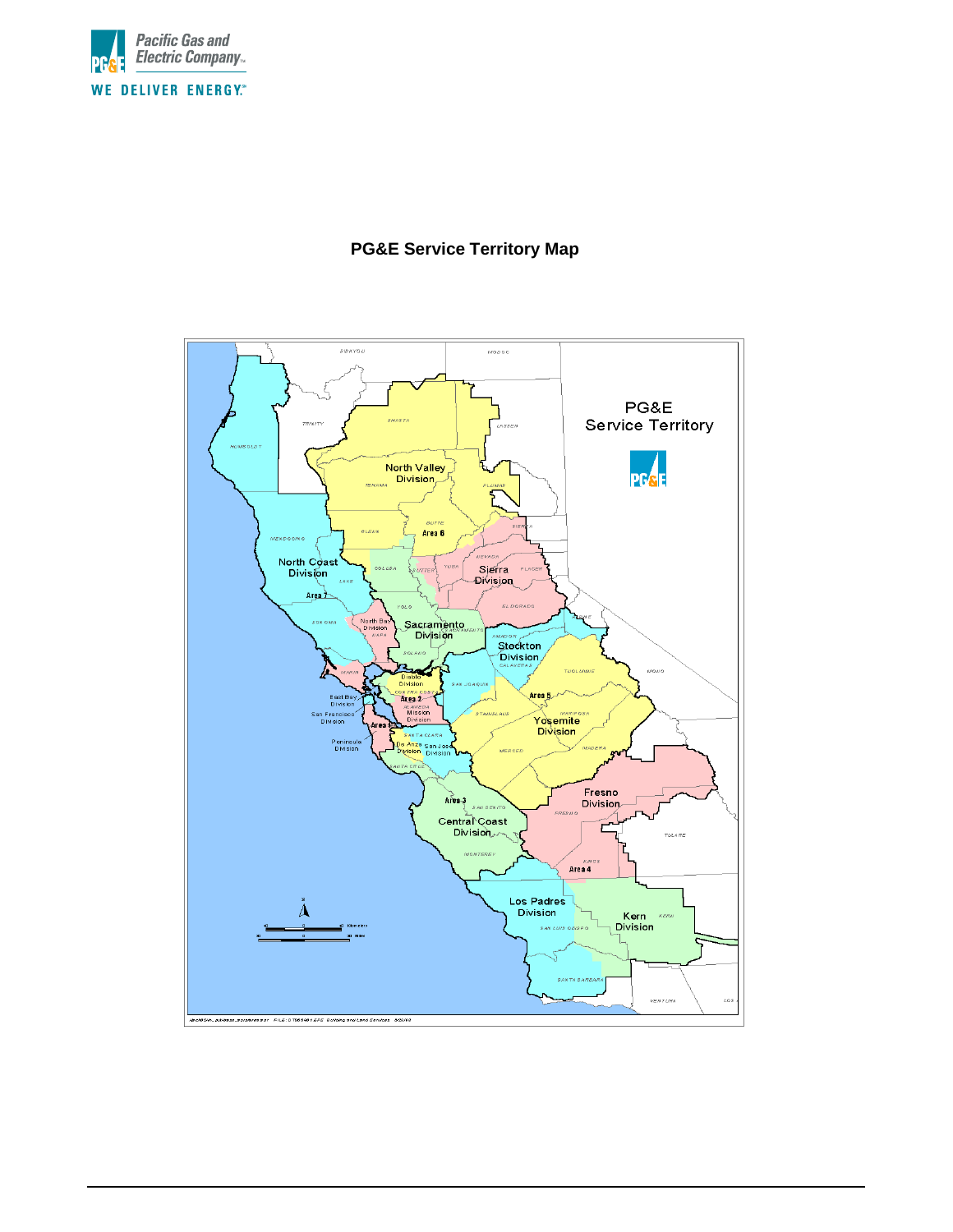Pacific Gas and Electric Company

WE DELIVER ENERGY.

# PG&E Service Territory Map

PG&E Service Territory

North Valley Division

North Coast Division

Sierra Division

Sacramento Division

North Bay Division

Stockton Division

Diablo Division

East Bay Division

Mission Division

San Francisco Division

Peninsula Division

De Anza Division

San Jose Division

Yosemite Division

Fresno Division

Central Coast Division

Los Padres Division

Kern Division

Area 1

Area 2

Area 3

Area 4

Area 5

Area 6

Area 7

SISKIYOU

MODOC

TRINITY

SHASTA

LASSEN

HUMBOLDT

TEHAMA

PLUMAS

GLENN

BUTTE

SIERRA

MENDOCINO

NEVADA

COLUSA

SUTTER

YUBA

PLACER

LAKE

YOLO

EL DORADO

SONOMA

NAPA

SACRAMENTO

ALPINE

AMADOR

SOLANO

CALAVERAS

MARIN

TUOLUMNE

MONO

SAN JOAQUIN

CONTRA COSTA

ALAMEDA

STANISLAUS

MARIPOSA

SANTA CLARA

MERCED

MADERA

SANTA CRUZ

SAN BENITO

FRESNO

TULARE

MONTEREY

KINGS

KERN

SAN LUIS OBISPO

SANTA BARBARA

VENTURA

LOS

Kilometers

Miles